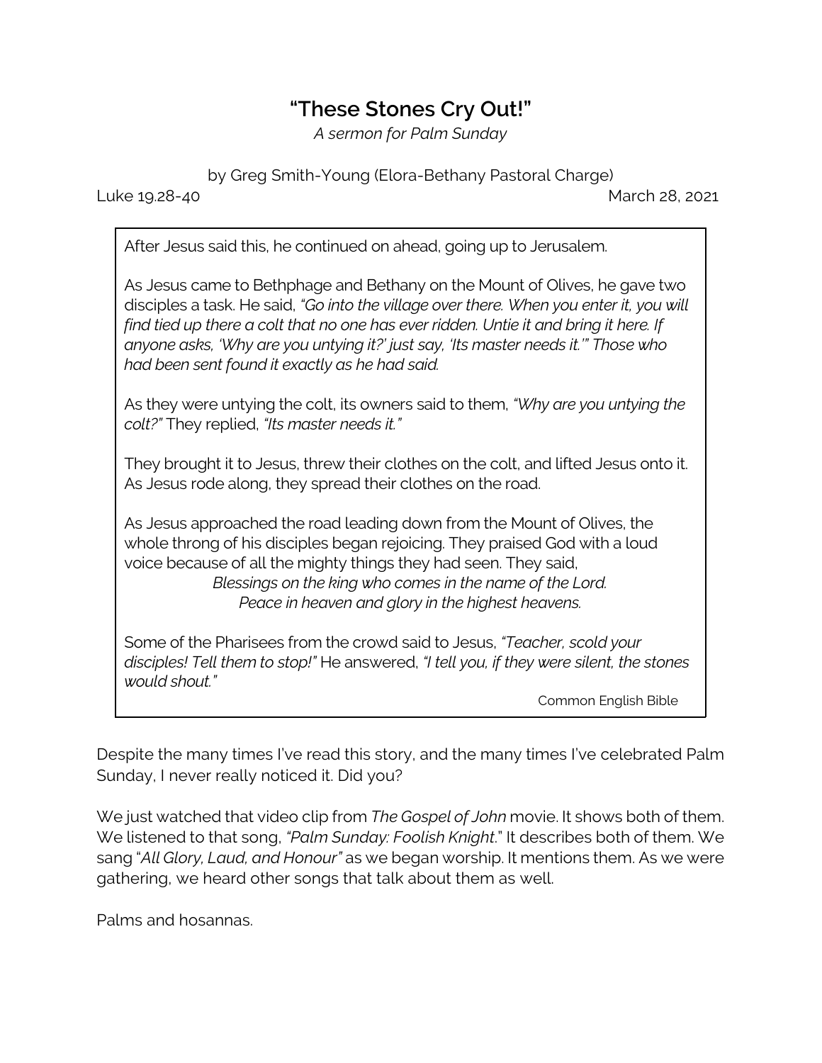# "These Stones Cry Out!"

*A sermon for Palm Sunday*

by Greg Smith-Young (Elora-Bethany Pastoral Charge)

Luke 19.28-40 March 28, 2021

> After Jesus said this, he continued on ahead, going up to Jerusalem.
>
> As Jesus came to Bethphage and Bethany on the Mount of Olives, he gave two disciples a task. He said, *"Go into the village over there. When you enter it, you will find tied up there a colt that no one has ever ridden. Untie it and bring it here. If anyone asks, 'Why are you untying it?' just say, 'Its master needs it.'" Those who had been sent found it exactly as he had said.*
>
> As they were untying the colt, its owners said to them, *"Why are you untying the colt?"* They replied, *"Its master needs it."*
>
> They brought it to Jesus, threw their clothes on the colt, and lifted Jesus onto it. As Jesus rode along, they spread their clothes on the road.
>
> As Jesus approached the road leading down from the Mount of Olives, the whole throng of his disciples began rejoicing. They praised God with a loud voice because of all the mighty things they had seen. They said,
>
> *Blessings on the king who comes in the name of the Lord.*
> *Peace in heaven and glory in the highest heavens.*
>
> Some of the Pharisees from the crowd said to Jesus, *"Teacher, scold your disciples! Tell them to stop!"* He answered, *"I tell you, if they were silent, the stones would shout."*
>
> Common English Bible

Despite the many times I've read this story, and the many times I've celebrated Palm Sunday, I never really noticed it. Did you?

We just watched that video clip from *The Gospel of John* movie. It shows both of them. We listened to that song, *"Palm Sunday: Foolish Knight*." It describes both of them. We sang "*All Glory, Laud, and Honour"* as we began worship. It mentions them. As we were gathering, we heard other songs that talk about them as well.

Palms and hosannas.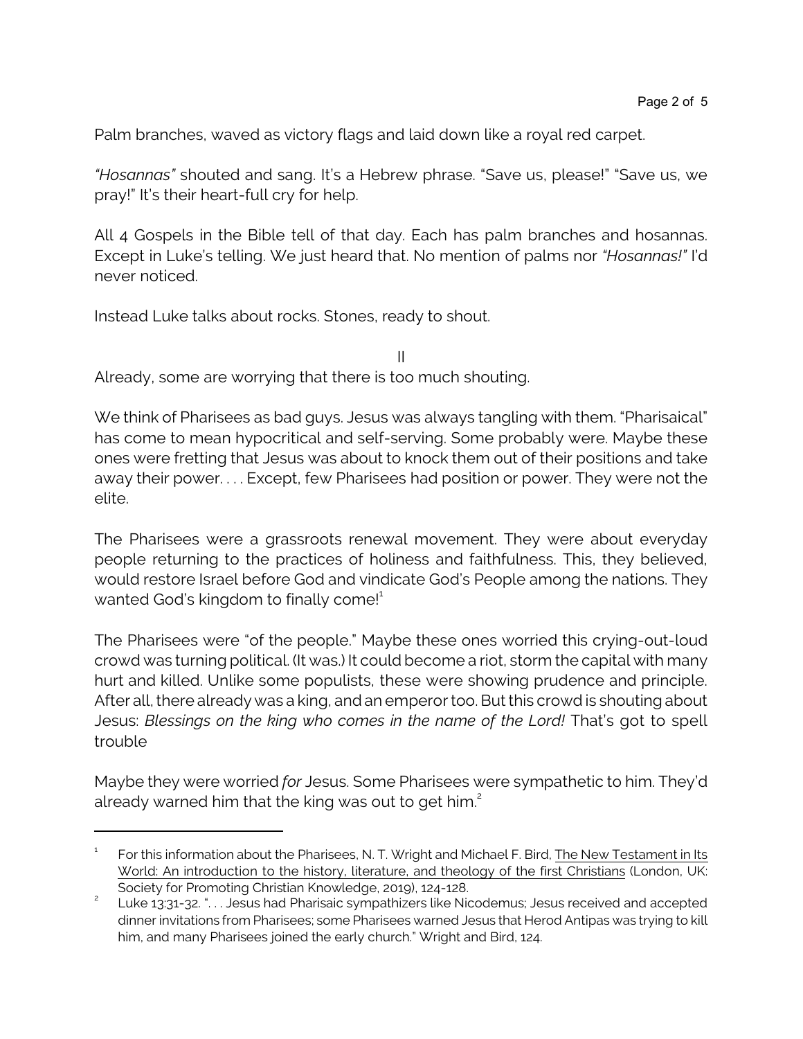Palm branches, waved as victory flags and laid down like a royal red carpet.

*"Hosannas"* shouted and sang. It's a Hebrew phrase. "Save us, please!" "Save us, we pray!" It's their heart-full cry for help.

All 4 Gospels in the Bible tell of that day. Each has palm branches and hosannas. Except in Luke's telling. We just heard that. No mention of palms nor *"Hosannas!"* I'd never noticed.

Instead Luke talks about rocks. Stones, ready to shout.

II

Already, some are worrying that there is too much shouting.

We think of Pharisees as bad guys. Jesus was always tangling with them. "Pharisaical" has come to mean hypocritical and self-serving. Some probably were. Maybe these ones were fretting that Jesus was about to knock them out of their positions and take away their power. . . . Except, few Pharisees had position or power. They were not the elite.

The Pharisees were a grassroots renewal movement. They were about everyday people returning to the practices of holiness and faithfulness. This, they believed, would restore Israel before God and vindicate God's People among the nations. They wanted God's kingdom to finally come![1]

The Pharisees were "of the people." Maybe these ones worried this crying-out-loud crowd was turning political. (It was.) It could become a riot, storm the capital with many hurt and killed. Unlike some populists, these were showing prudence and principle. After all, there already was a king, and an emperor too. But this crowd is shouting about Jesus: *Blessings on the king who comes in the name of the Lord!* That's got to spell trouble

Maybe they were worried *for* Jesus. Some Pharisees were sympathetic to him. They'd already warned him that the king was out to get him.[2]

---

[1] For this information about the Pharisees, N. T. Wright and Michael F. Bird, The New Testament in Its World: An introduction to the history, literature, and theology of the first Christians (London, UK: Society for Promoting Christian Knowledge, 2019), 124-128.

[2] Luke 13:31-32. ". . . Jesus had Pharisaic sympathizers like Nicodemus; Jesus received and accepted dinner invitations from Pharisees; some Pharisees warned Jesus that Herod Antipas was trying to kill him, and many Pharisees joined the early church." Wright and Bird, 124.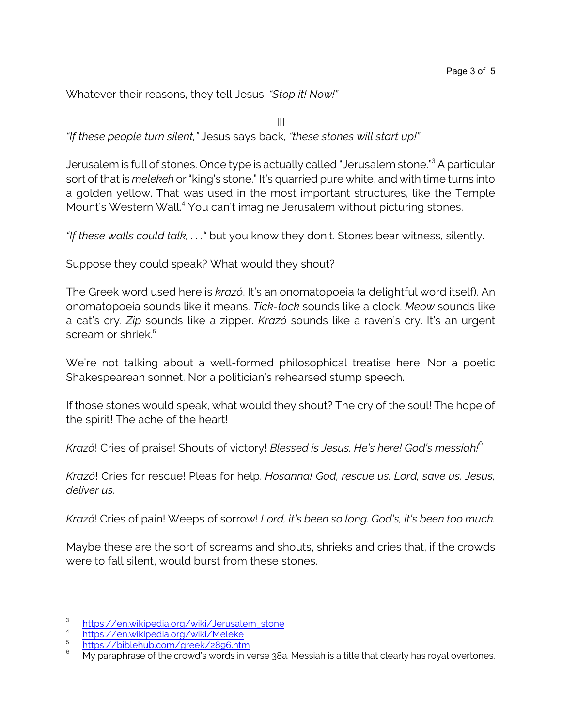Whatever their reasons, they tell Jesus: *"Stop it! Now!"*

III

*"If these people turn silent,"* Jesus says back, *"these stones will start up!"*

Jerusalem is full of stones. Once type is actually called "Jerusalem stone."[3] A particular sort of that is *melekeh* or "king's stone." It's quarried pure white, and with time turns into a golden yellow. That was used in the most important structures, like the Temple Mount's Western Wall.[4] You can't imagine Jerusalem without picturing stones.

*"If these walls could talk, . . ."* but you know they don't. Stones bear witness, silently.

Suppose they could speak? What would they shout?

The Greek word used here is *krazó*. It's an onomatopoeia (a delightful word itself). An onomatopoeia sounds like it means. *Tick-tock* sounds like a clock. *Meow* sounds like a cat's cry. *Zip* sounds like a zipper. *Krazó* sounds like a raven's cry. It's an urgent scream or shriek.[5]

We're not talking about a well-formed philosophical treatise here. Nor a poetic Shakespearean sonnet. Nor a politician's rehearsed stump speech.

If those stones would speak, what would they shout? The cry of the soul! The hope of the spirit! The ache of the heart!

*Krazó*! Cries of praise! Shouts of victory! *Blessed is Jesus. He's here! God's messiah!*[6]

*Krazó*! Cries for rescue! Pleas for help. *Hosanna! God, rescue us. Lord, save us. Jesus, deliver us.*

*Krazó*! Cries of pain! Weeps of sorrow! *Lord, it's been so long. God's, it's been too much.*

Maybe these are the sort of screams and shouts, shrieks and cries that, if the crowds were to fall silent, would burst from these stones.

---

[3] https://en.wikipedia.org/wiki/Jerusalem_stone

[4] https://en.wikipedia.org/wiki/Meleke

[5] https://biblehub.com/greek/2896.htm

[6] My paraphrase of the crowd's words in verse 38a. Messiah is a title that clearly has royal overtones.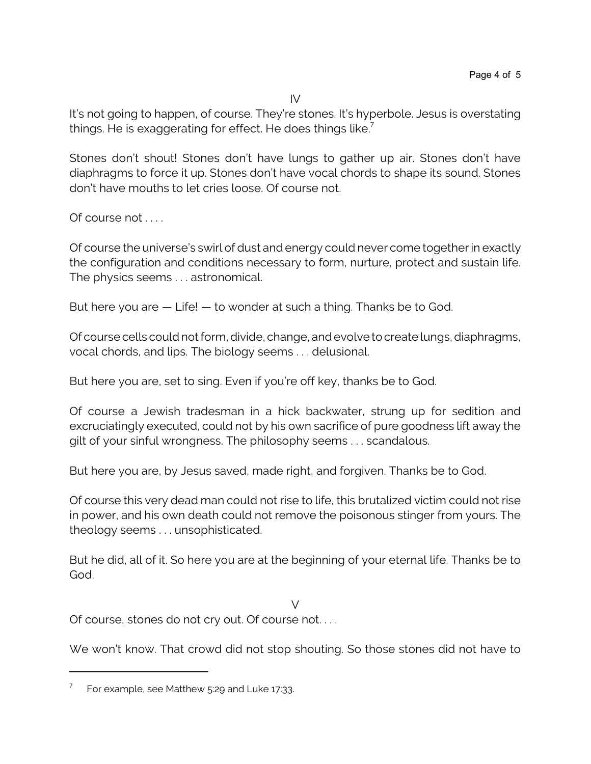IV

It's not going to happen, of course. They're stones. It's hyperbole. Jesus is overstating things. He is exaggerating for effect. He does things like.[7]

Stones don't shout! Stones don't have lungs to gather up air. Stones don't have diaphragms to force it up. Stones don't have vocal chords to shape its sound. Stones don't have mouths to let cries loose. Of course not.

Of course not . . . .

Of course the universe's swirl of dust and energy could never come together in exactly the configuration and conditions necessary to form, nurture, protect and sustain life. The physics seems . . . astronomical.

But here you are — Life! — to wonder at such a thing. Thanks be to God.

Of course cells could not form, divide, change, and evolve to create lungs, diaphragms, vocal chords, and lips. The biology seems . . . delusional.

But here you are, set to sing. Even if you're off key, thanks be to God.

Of course a Jewish tradesman in a hick backwater, strung up for sedition and excruciatingly executed, could not by his own sacrifice of pure goodness lift away the gilt of your sinful wrongness. The philosophy seems . . . scandalous.

But here you are, by Jesus saved, made right, and forgiven. Thanks be to God.

Of course this very dead man could not rise to life, this brutalized victim could not rise in power, and his own death could not remove the poisonous stinger from yours. The theology seems . . . unsophisticated.

But he did, all of it. So here you are at the beginning of your eternal life. Thanks be to God.

V

Of course, stones do not cry out. Of course not. . . .

We won't know. That crowd did not stop shouting. So those stones did not have to

---

[7] For example, see Matthew 5:29 and Luke 17:33.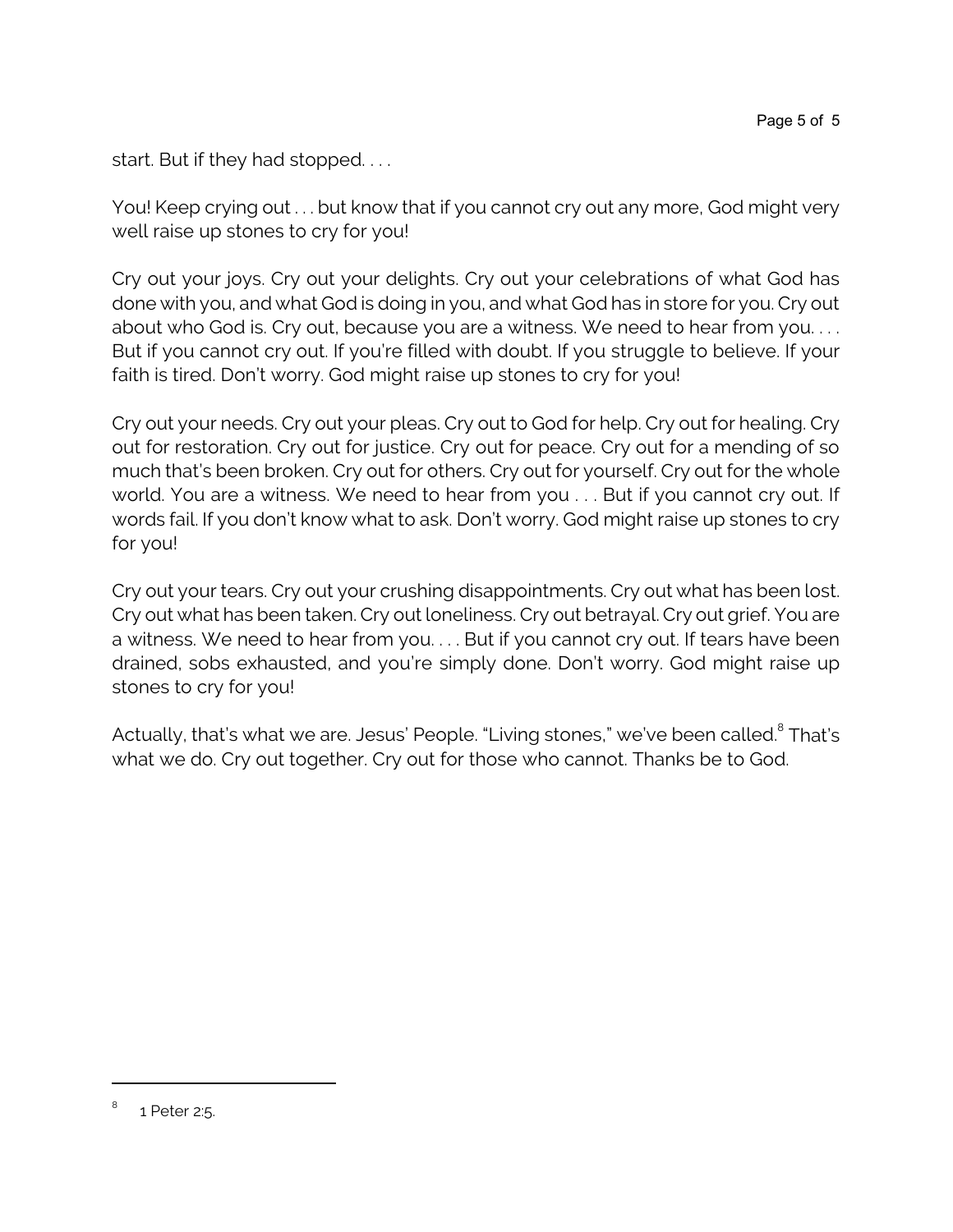start. But if they had stopped. . . .

You! Keep crying out . . . but know that if you cannot cry out any more, God might very well raise up stones to cry for you!

Cry out your joys. Cry out your delights. Cry out your celebrations of what God has done with you, and what God is doing in you, and what God has in store for you. Cry out about who God is. Cry out, because you are a witness. We need to hear from you. . . . But if you cannot cry out. If you're filled with doubt. If you struggle to believe. If your faith is tired. Don't worry. God might raise up stones to cry for you!

Cry out your needs. Cry out your pleas. Cry out to God for help. Cry out for healing. Cry out for restoration. Cry out for justice. Cry out for peace. Cry out for a mending of so much that's been broken. Cry out for others. Cry out for yourself. Cry out for the whole world. You are a witness. We need to hear from you . . . But if you cannot cry out. If words fail. If you don't know what to ask. Don't worry. God might raise up stones to cry for you!

Cry out your tears. Cry out your crushing disappointments. Cry out what has been lost. Cry out what has been taken. Cry out loneliness. Cry out betrayal. Cry out grief. You are a witness. We need to hear from you. . . . But if you cannot cry out. If tears have been drained, sobs exhausted, and you're simply done. Don't worry. God might raise up stones to cry for you!

Actually, that's what we are. Jesus' People. "Living stones," we've been called.[8] That's what we do. Cry out together. Cry out for those who cannot. Thanks be to God.

---

[8] 1 Peter 2:5.